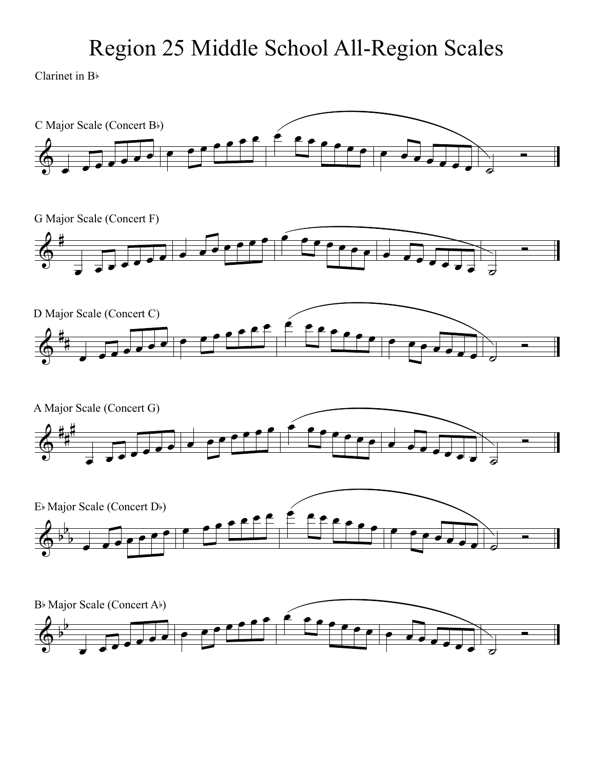# Region 25 Middle School All-Region Scales

Clarinet in B♭

C Major Scale (Concert B♭)

G Major Scale (Concert F)

D Major Scale (Concert C)

A Major Scale (Concert G)

E♭ Major Scale (Concert D♭)

B♭ Major Scale (Concert A♭)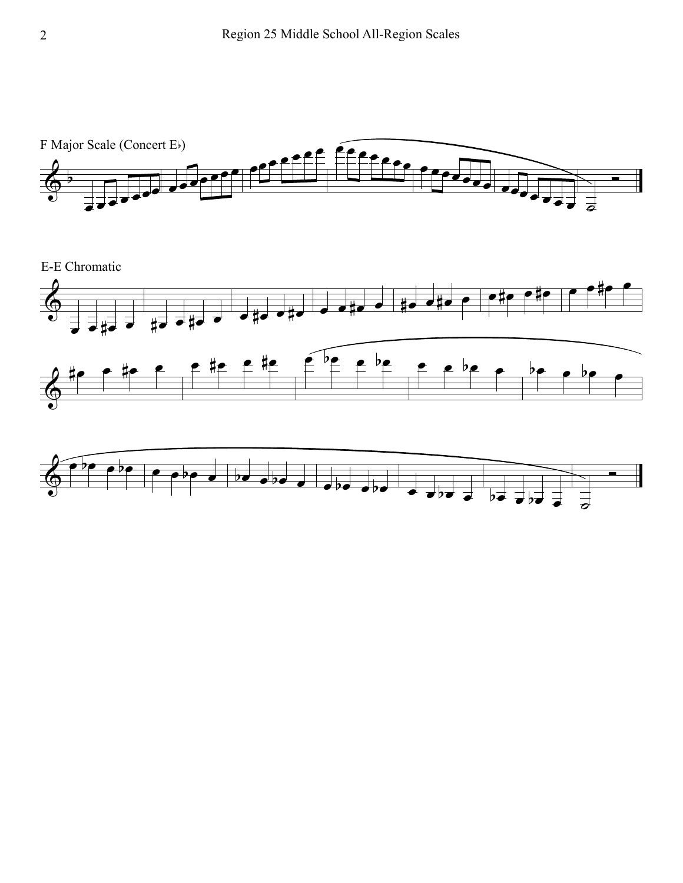F Major Scale (Concert E♭)

E-E Chromatic